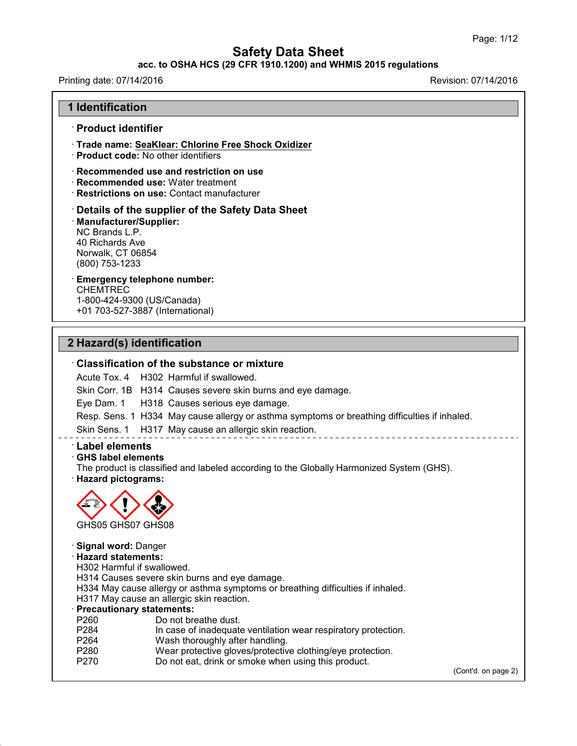# Safety Data Sheet

**acc. to OSHA HCS (29 CFR 1910.1200) and WHMIS 2015 regulations**

Printing date: 07/14/2016 Revision: 07/14/2016

## 1 Identification

### · Product identifier

· **Trade name: SeaKlear: Chlorine Free Shock Oxidizer**
· **Product code:** No other identifiers

· **Recommended use and restriction on use**
· **Recommended use:** Water treatment
· **Restrictions on use:** Contact manufacturer

### · Details of the supplier of the Safety Data Sheet

· **Manufacturer/Supplier:**
NC Brands L.P.
40 Richards Ave
Norwalk, CT 06854
(800) 753-1233

· **Emergency telephone number:**
CHEMTREC
1-800-424-9300 (US/Canada)
+01 703-527-3887 (International)

## 2 Hazard(s) identification

### · Classification of the substance or mixture

| | | |
|---|---|---|
| Acute Tox. 4 | H302 | Harmful if swallowed. |
| Skin Corr. 1B | H314 | Causes severe skin burns and eye damage. |
| Eye Dam. 1 | H318 | Causes serious eye damage. |
| Resp. Sens. 1 | H334 | May cause allergy or asthma symptoms or breathing difficulties if inhaled. |
| Skin Sens. 1 | H317 | May cause an allergic skin reaction. |

### · Label elements

· **GHS label elements**
The product is classified and labeled according to the Globally Harmonized System (GHS).
· **Hazard pictograms:**

GHS05 GHS07 GHS08

· **Signal word:** Danger
· **Hazard statements:**
H302 Harmful if swallowed.
H314 Causes severe skin burns and eye damage.
H334 May cause allergy or asthma symptoms or breathing difficulties if inhaled.
H317 May cause an allergic skin reaction.
· **Precautionary statements:**

| | |
|---|---|
| P260 | Do not breathe dust. |
| P284 | In case of inadequate ventilation wear respiratory protection. |
| P264 | Wash thoroughly after handling. |
| P280 | Wear protective gloves/protective clothing/eye protection. |
| P270 | Do not eat, drink or smoke when using this product. |

(Cont'd. on page 2)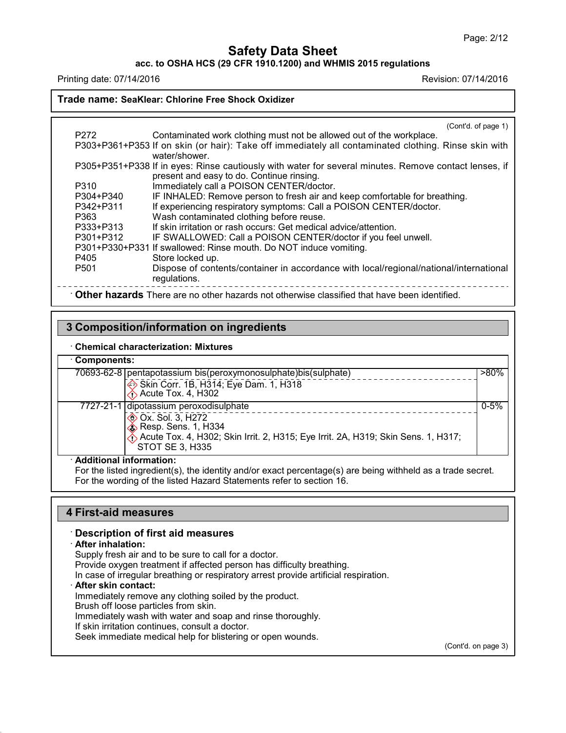**Trade name: SeaKlear: Chlorine Free Shock Oxidizer**

(Cont'd. of page 1)

| | |
|---|---|
| P272 | Contaminated work clothing must not be allowed out of the workplace. |
| P303+P361+P353 | If on skin (or hair): Take off immediately all contaminated clothing. Rinse skin with water/shower. |
| P305+P351+P338 | If in eyes: Rinse cautiously with water for several minutes. Remove contact lenses, if present and easy to do. Continue rinsing. |
| P310 | Immediately call a POISON CENTER/doctor. |
| P304+P340 | IF INHALED: Remove person to fresh air and keep comfortable for breathing. |
| P342+P311 | If experiencing respiratory symptoms: Call a POISON CENTER/doctor. |
| P363 | Wash contaminated clothing before reuse. |
| P333+P313 | If skin irritation or rash occurs: Get medical advice/attention. |
| P301+P312 | IF SWALLOWED: Call a POISON CENTER/doctor if you feel unwell. |
| P301+P330+P331 | If swallowed: Rinse mouth. Do NOT induce vomiting. |
| P405 | Store locked up. |
| P501 | Dispose of contents/container in accordance with local/regional/national/international regulations. |

· **Other hazards** There are no other hazards not otherwise classified that have been identified.

## 3 Composition/information on ingredients

· **Chemical characterization: Mixtures**

· **Components:**

| CAS | Component | % |
|---|---|---|
| 70693-62-8 | pentapotassium bis(peroxymonosulphate)bis(sulphate)<br>Skin Corr. 1B, H314; Eye Dam. 1, H318<br>Acute Tox. 4, H302 | >80% |
| 7727-21-1 | dipotassium peroxodisulphate<br>Ox. Sol. 3, H272<br>Resp. Sens. 1, H334<br>Acute Tox. 4, H302; Skin Irrit. 2, H315; Eye Irrit. 2A, H319; Skin Sens. 1, H317; STOT SE 3, H335 | 0-5% |

· **Additional information:**

For the listed ingredient(s), the identity and/or exact percentage(s) are being withheld as a trade secret.
For the wording of the listed Hazard Statements refer to section 16.

## 4 First-aid measures

· **Description of first aid measures**

· **After inhalation:**

Supply fresh air and to be sure to call for a doctor.
Provide oxygen treatment if affected person has difficulty breathing.
In case of irregular breathing or respiratory arrest provide artificial respiration.

· **After skin contact:**

Immediately remove any clothing soiled by the product.
Brush off loose particles from skin.
Immediately wash with water and soap and rinse thoroughly.
If skin irritation continues, consult a doctor.
Seek immediate medical help for blistering or open wounds.

(Cont'd. on page 3)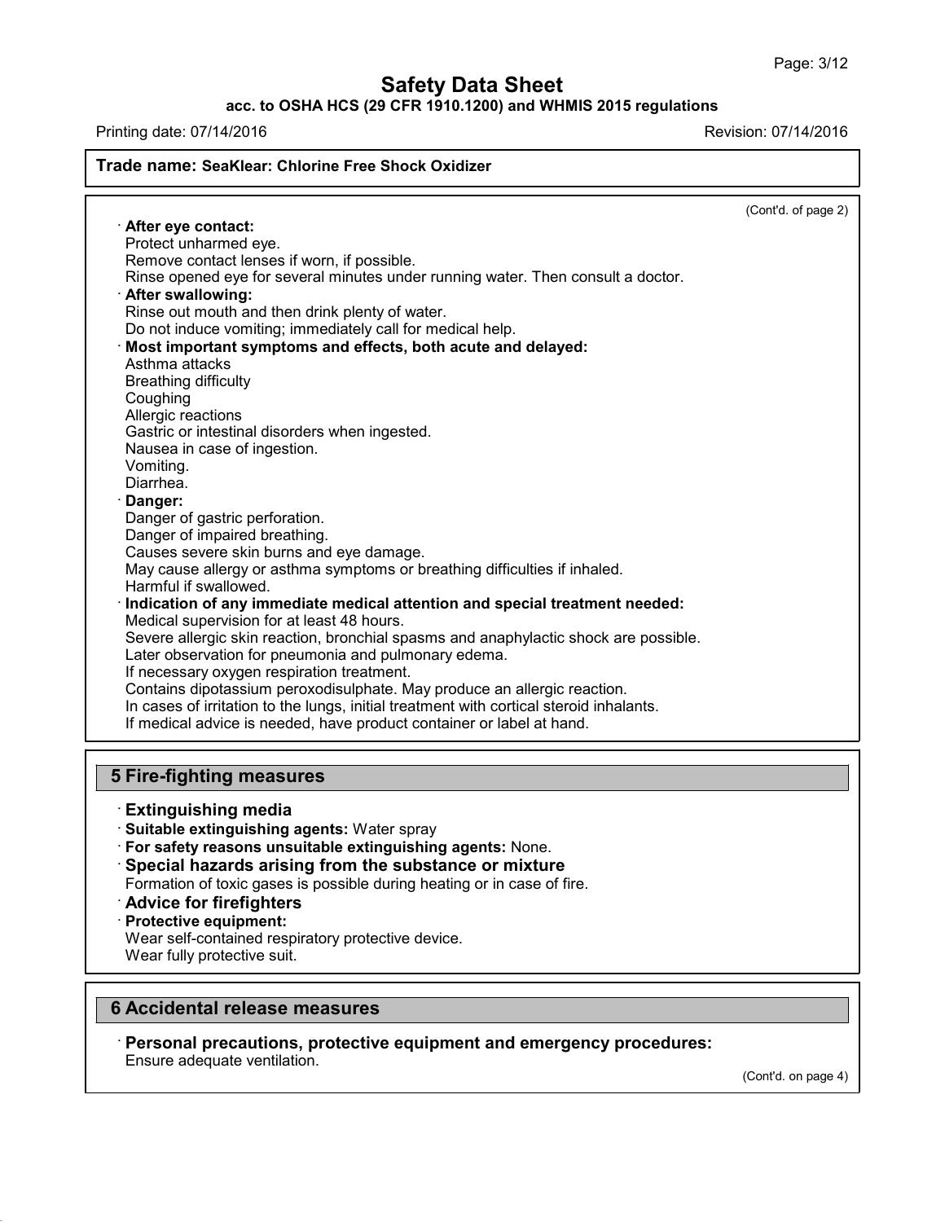**Trade name: SeaKlear: Chlorine Free Shock Oxidizer**

(Cont'd. of page 2)

· **After eye contact:**
Protect unharmed eye.
Remove contact lenses if worn, if possible.
Rinse opened eye for several minutes under running water. Then consult a doctor.

· **After swallowing:**
Rinse out mouth and then drink plenty of water.
Do not induce vomiting; immediately call for medical help.

· **Most important symptoms and effects, both acute and delayed:**
Asthma attacks
Breathing difficulty
Coughing
Allergic reactions
Gastric or intestinal disorders when ingested.
Nausea in case of ingestion.
Vomiting.
Diarrhea.

· **Danger:**
Danger of gastric perforation.
Danger of impaired breathing.
Causes severe skin burns and eye damage.
May cause allergy or asthma symptoms or breathing difficulties if inhaled.
Harmful if swallowed.

· **Indication of any immediate medical attention and special treatment needed:**
Medical supervision for at least 48 hours.
Severe allergic skin reaction, bronchial spasms and anaphylactic shock are possible.
Later observation for pneumonia and pulmonary edema.
If necessary oxygen respiration treatment.
Contains dipotassium peroxodisulphate. May produce an allergic reaction.
In cases of irritation to the lungs, initial treatment with cortical steroid inhalants.
If medical advice is needed, have product container or label at hand.

## 5 Fire-fighting measures

· **Extinguishing media**
· **Suitable extinguishing agents:** Water spray
· **For safety reasons unsuitable extinguishing agents:** None.
· **Special hazards arising from the substance or mixture**
Formation of toxic gases is possible during heating or in case of fire.
· **Advice for firefighters**
· **Protective equipment:**
Wear self-contained respiratory protective device.
Wear fully protective suit.

## 6 Accidental release measures

· **Personal precautions, protective equipment and emergency procedures:**
Ensure adequate ventilation.

(Cont'd. on page 4)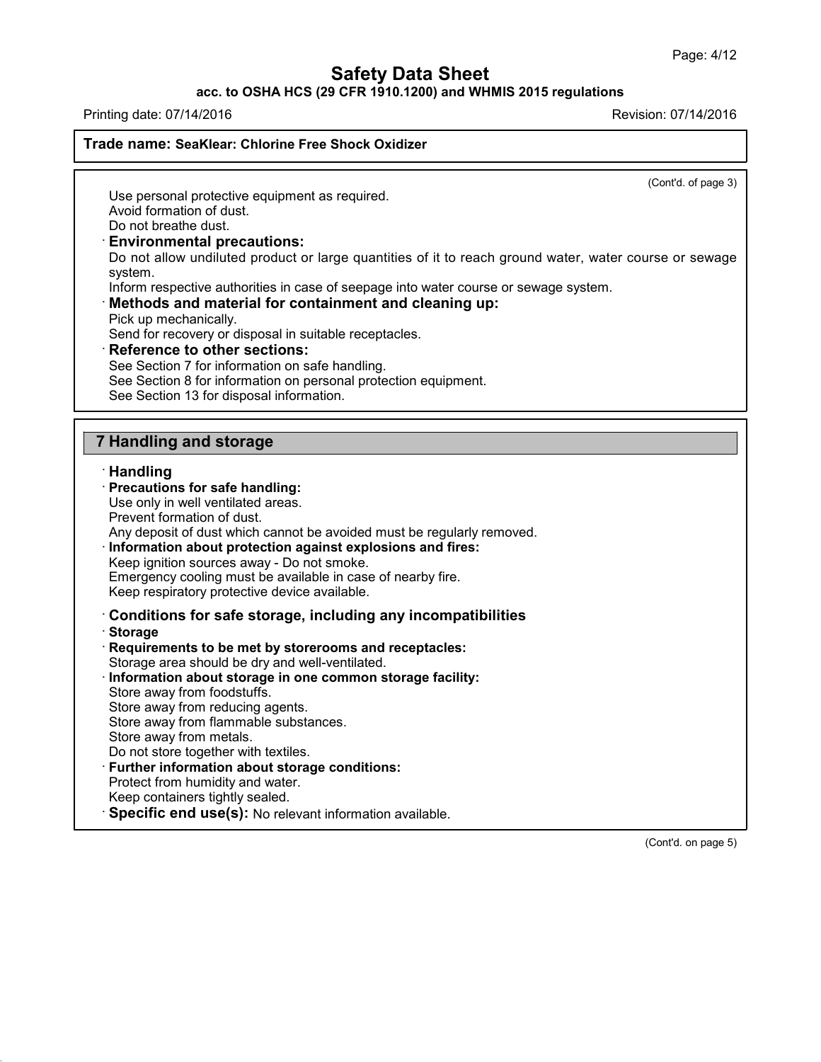**Trade name: SeaKlear: Chlorine Free Shock Oxidizer**

(Cont'd. of page 3)

Use personal protective equipment as required.
Avoid formation of dust.
Do not breathe dust.

· **Environmental precautions:**
Do not allow undiluted product or large quantities of it to reach ground water, water course or sewage system.
Inform respective authorities in case of seepage into water course or sewage system.

· **Methods and material for containment and cleaning up:**
Pick up mechanically.
Send for recovery or disposal in suitable receptacles.

· **Reference to other sections:**
See Section 7 for information on safe handling.
See Section 8 for information on personal protection equipment.
See Section 13 for disposal information.

## 7 Handling and storage

· **Handling**

· **Precautions for safe handling:**
Use only in well ventilated areas.
Prevent formation of dust.
Any deposit of dust which cannot be avoided must be regularly removed.

· **Information about protection against explosions and fires:**
Keep ignition sources away - Do not smoke.
Emergency cooling must be available in case of nearby fire.
Keep respiratory protective device available.

· **Conditions for safe storage, including any incompatibilities**

· **Storage**

· **Requirements to be met by storerooms and receptacles:**
Storage area should be dry and well-ventilated.

· **Information about storage in one common storage facility:**
Store away from foodstuffs.
Store away from reducing agents.
Store away from flammable substances.
Store away from metals.
Do not store together with textiles.

· **Further information about storage conditions:**
Protect from humidity and water.
Keep containers tightly sealed.

· **Specific end use(s):** No relevant information available.

(Cont'd. on page 5)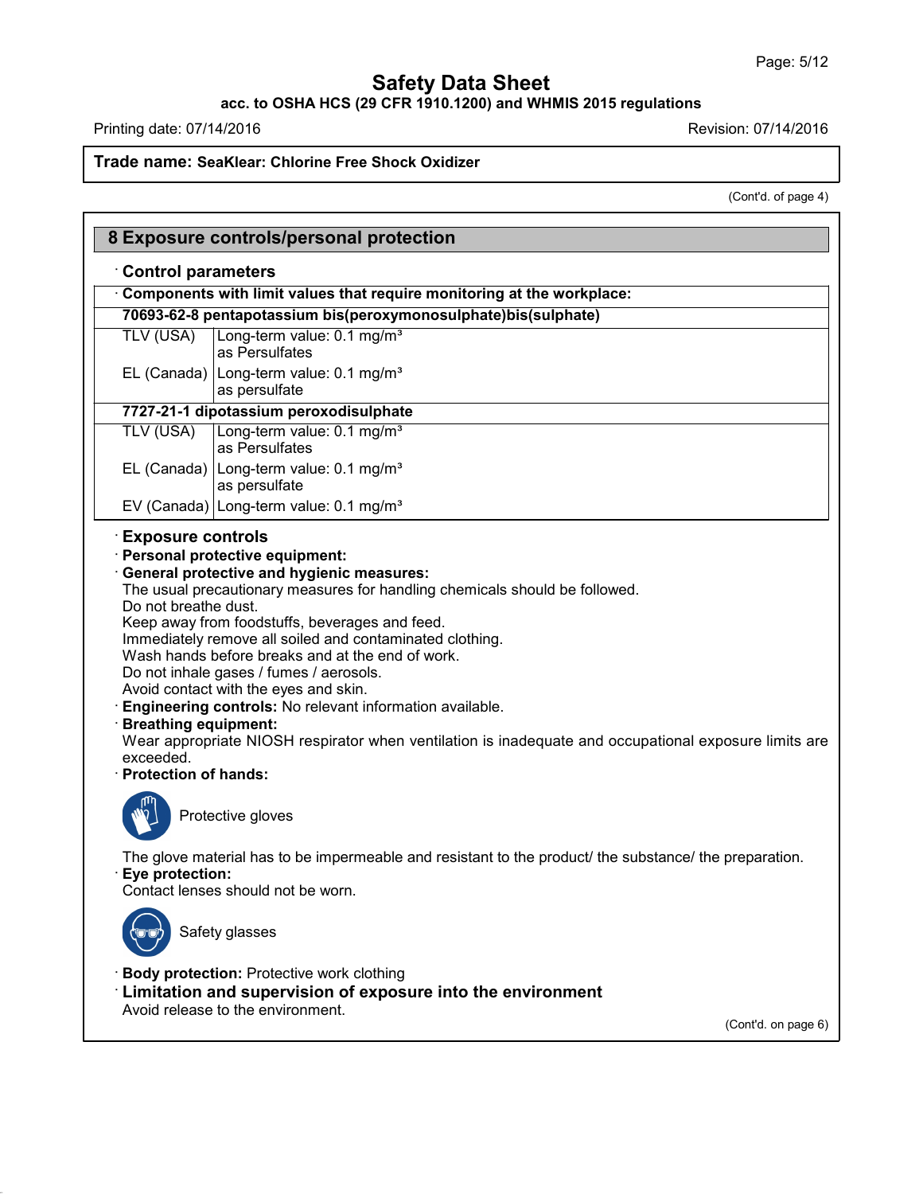Trade name: **SeaKlear: Chlorine Free Shock Oxidizer**

(Cont'd. of page 4)

## 8 Exposure controls/personal protection

### · Control parameters

· **Components with limit values that require monitoring at the workplace:**

| **70693-62-8 pentapotassium bis(peroxymonosulphate)bis(sulphate)** | |
|---|---|
| TLV (USA) | Long-term value: 0.1 mg/m³ as Persulfates |
| EL (Canada) | Long-term value: 0.1 mg/m³ as persulfate |
| **7727-21-1 dipotassium peroxodisulphate** | |
| TLV (USA) | Long-term value: 0.1 mg/m³ as Persulfates |
| EL (Canada) | Long-term value: 0.1 mg/m³ as persulfate |
| EV (Canada) | Long-term value: 0.1 mg/m³ |

### · Exposure controls

· **Personal protective equipment:**

· **General protective and hygienic measures:**
The usual precautionary measures for handling chemicals should be followed.
Do not breathe dust.
Keep away from foodstuffs, beverages and feed.
Immediately remove all soiled and contaminated clothing.
Wash hands before breaks and at the end of work.
Do not inhale gases / fumes / aerosols.
Avoid contact with the eyes and skin.

· **Engineering controls:** No relevant information available.

· **Breathing equipment:**
Wear appropriate NIOSH respirator when ventilation is inadequate and occupational exposure limits are exceeded.

· **Protection of hands:**

Protective gloves

The glove material has to be impermeable and resistant to the product/ the substance/ the preparation.

· **Eye protection:**
Contact lenses should not be worn.

Safety glasses

· **Body protection:** Protective work clothing

### · Limitation and supervision of exposure into the environment

Avoid release to the environment.

(Cont'd. on page 6)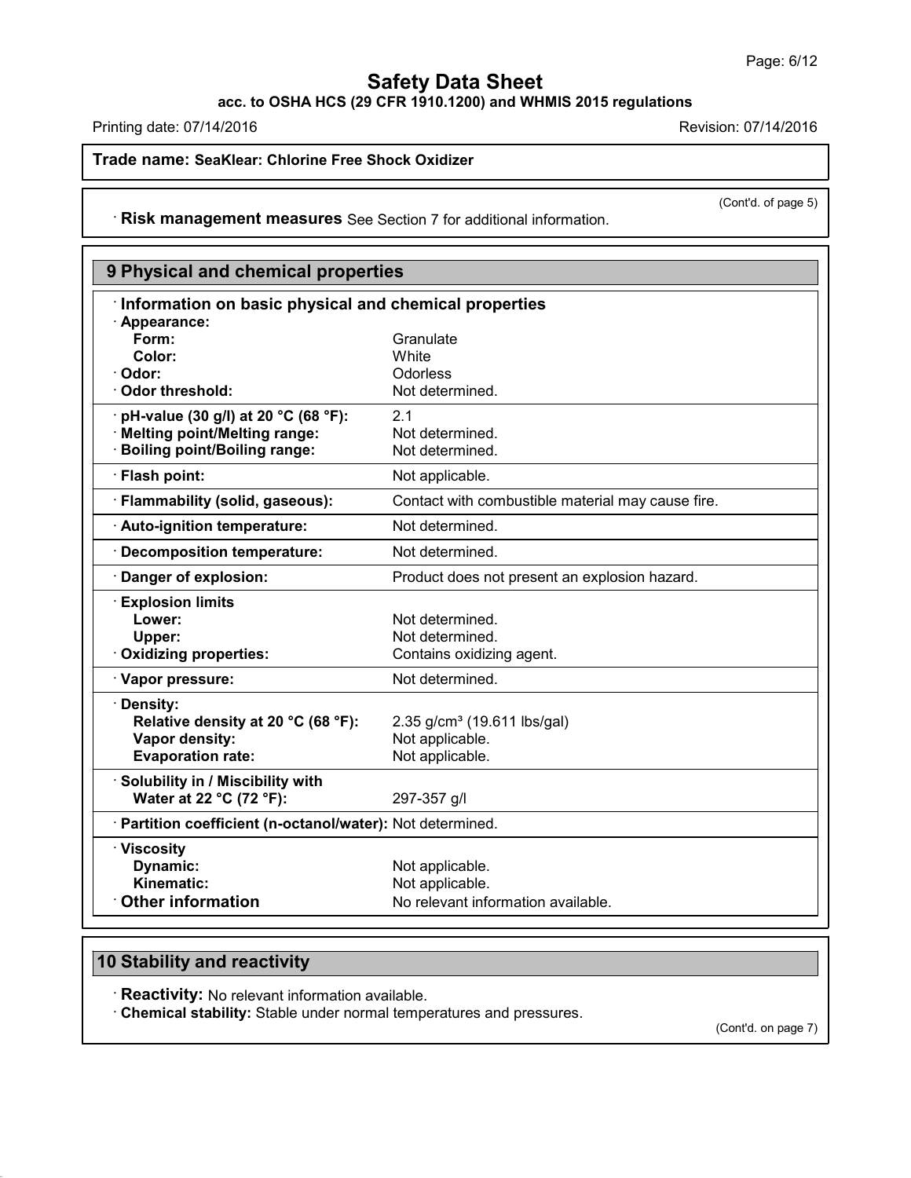**Trade name: SeaKlear: Chlorine Free Shock Oxidizer**

(Cont'd. of page 5)

· **Risk management measures** See Section 7 for additional information.

## 9 Physical and chemical properties

· **Information on basic physical and chemical properties**

| | |
|---|---|
| · **Appearance:** | |
| **Form:** | Granulate |
| **Color:** | White |
| · **Odor:** | Odorless |
| · **Odor threshold:** | Not determined. |
| · **pH-value (30 g/l) at 20 °C (68 °F):** | 2.1 |
| · **Melting point/Melting range:** | Not determined. |
| · **Boiling point/Boiling range:** | Not determined. |
| · **Flash point:** | Not applicable. |
| · **Flammability (solid, gaseous):** | Contact with combustible material may cause fire. |
| · **Auto-ignition temperature:** | Not determined. |
| · **Decomposition temperature:** | Not determined. |
| · **Danger of explosion:** | Product does not present an explosion hazard. |
| · **Explosion limits** | |
| **Lower:** | Not determined. |
| **Upper:** | Not determined. |
| · **Oxidizing properties:** | Contains oxidizing agent. |
| · **Vapor pressure:** | Not determined. |
| · **Density:** | |
| **Relative density at 20 °C (68 °F):** | 2.35 g/cm³ (19.611 lbs/gal) |
| **Vapor density:** | Not applicable. |
| **Evaporation rate:** | Not applicable. |
| · **Solubility in / Miscibility with** | |
| **Water at 22 °C (72 °F):** | 297-357 g/l |
| · **Partition coefficient (n-octanol/water):** | Not determined. |
| · **Viscosity** | |
| **Dynamic:** | Not applicable. |
| **Kinematic:** | Not applicable. |
| · **Other information** | No relevant information available. |

## 10 Stability and reactivity

· **Reactivity:** No relevant information available.

· **Chemical stability:** Stable under normal temperatures and pressures.

(Cont'd. on page 7)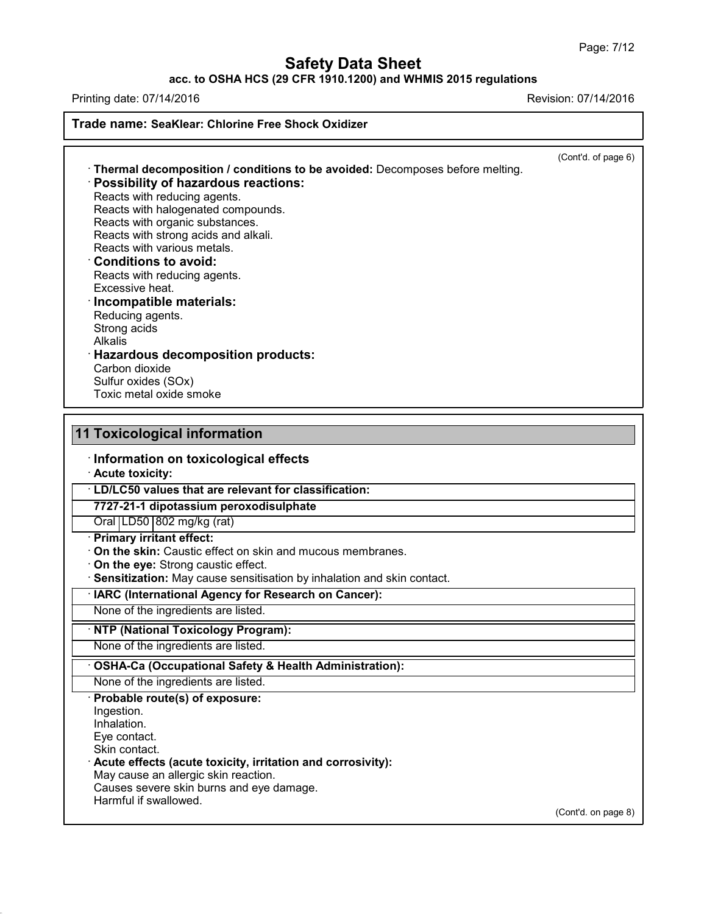**Trade name: SeaKlear: Chlorine Free Shock Oxidizer**

(Cont'd. of page 6)

· **Thermal decomposition / conditions to be avoided:** Decomposes before melting.

· **Possibility of hazardous reactions:**
Reacts with reducing agents.
Reacts with halogenated compounds.
Reacts with organic substances.
Reacts with strong acids and alkali.
Reacts with various metals.

· **Conditions to avoid:**
Reacts with reducing agents.
Excessive heat.

· **Incompatible materials:**
Reducing agents.
Strong acids
Alkalis

· **Hazardous decomposition products:**
Carbon dioxide
Sulfur oxides (SOx)
Toxic metal oxide smoke

## 11 Toxicological information

· **Information on toxicological effects**

· **Acute toxicity:**

| · **LD/LC50 values that are relevant for classification:** | | |
|---|---|---|
| **7727-21-1 dipotassium peroxodisulphate** | | |
| Oral | LD50 | 802 mg/kg (rat) |

· **Primary irritant effect:**

· **On the skin:** Caustic effect on skin and mucous membranes.

· **On the eye:** Strong caustic effect.

· **Sensitization:** May cause sensitisation by inhalation and skin contact.

| · **IARC (International Agency for Research on Cancer):** |
|---|
| None of the ingredients are listed. |

| · **NTP (National Toxicology Program):** |
|---|
| None of the ingredients are listed. |

| · **OSHA-Ca (Occupational Safety & Health Administration):** |
|---|
| None of the ingredients are listed. |

· **Probable route(s) of exposure:**
Ingestion.
Inhalation.
Eye contact.
Skin contact.

· **Acute effects (acute toxicity, irritation and corrosivity):**
May cause an allergic skin reaction.
Causes severe skin burns and eye damage.
Harmful if swallowed.

(Cont'd. on page 8)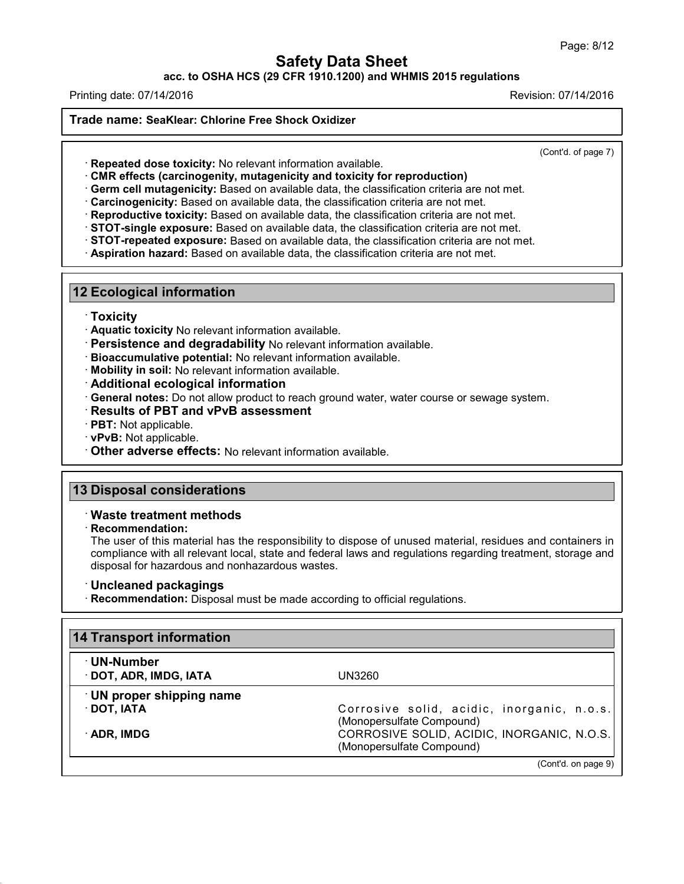# Safety Data Sheet

**acc. to OSHA HCS (29 CFR 1910.1200) and WHMIS 2015 regulations**

Printing date: 07/14/2016 Revision: 07/14/2016

**Trade name: SeaKlear: Chlorine Free Shock Oxidizer**

(Cont'd. of page 7)

- **Repeated dose toxicity:** No relevant information available.
- **CMR effects (carcinogenity, mutagenicity and toxicity for reproduction)**
- **Germ cell mutagenicity:** Based on available data, the classification criteria are not met.
- **Carcinogenicity:** Based on available data, the classification criteria are not met.
- **Reproductive toxicity:** Based on available data, the classification criteria are not met.
- **STOT-single exposure:** Based on available data, the classification criteria are not met.
- **STOT-repeated exposure:** Based on available data, the classification criteria are not met.
- **Aspiration hazard:** Based on available data, the classification criteria are not met.

## 12 Ecological information

- **Toxicity**
- **Aquatic toxicity** No relevant information available.
- **Persistence and degradability** No relevant information available.
- **Bioaccumulative potential:** No relevant information available.
- **Mobility in soil:** No relevant information available.
- **Additional ecological information**
- **General notes:** Do not allow product to reach ground water, water course or sewage system.
- **Results of PBT and vPvB assessment**
- **PBT:** Not applicable.
- **vPvB:** Not applicable.
- **Other adverse effects:** No relevant information available.

## 13 Disposal considerations

- **Waste treatment methods**
- **Recommendation:**
  The user of this material has the responsibility to dispose of unused material, residues and containers in compliance with all relevant local, state and federal laws and regulations regarding treatment, storage and disposal for hazardous and nonhazardous wastes.

- **Uncleaned packagings**
- **Recommendation:** Disposal must be made according to official regulations.

## 14 Transport information

| | |
|---|---|
| **UN-Number** | |
| **DOT, ADR, IMDG, IATA** | UN3260 |
| **UN proper shipping name** | |
| **DOT, IATA** | Corrosive solid, acidic, inorganic, n.o.s. (Monopersulfate Compound) |
| **ADR, IMDG** | CORROSIVE SOLID, ACIDIC, INORGANIC, N.O.S. (Monopersulfate Compound) |

(Cont'd. on page 9)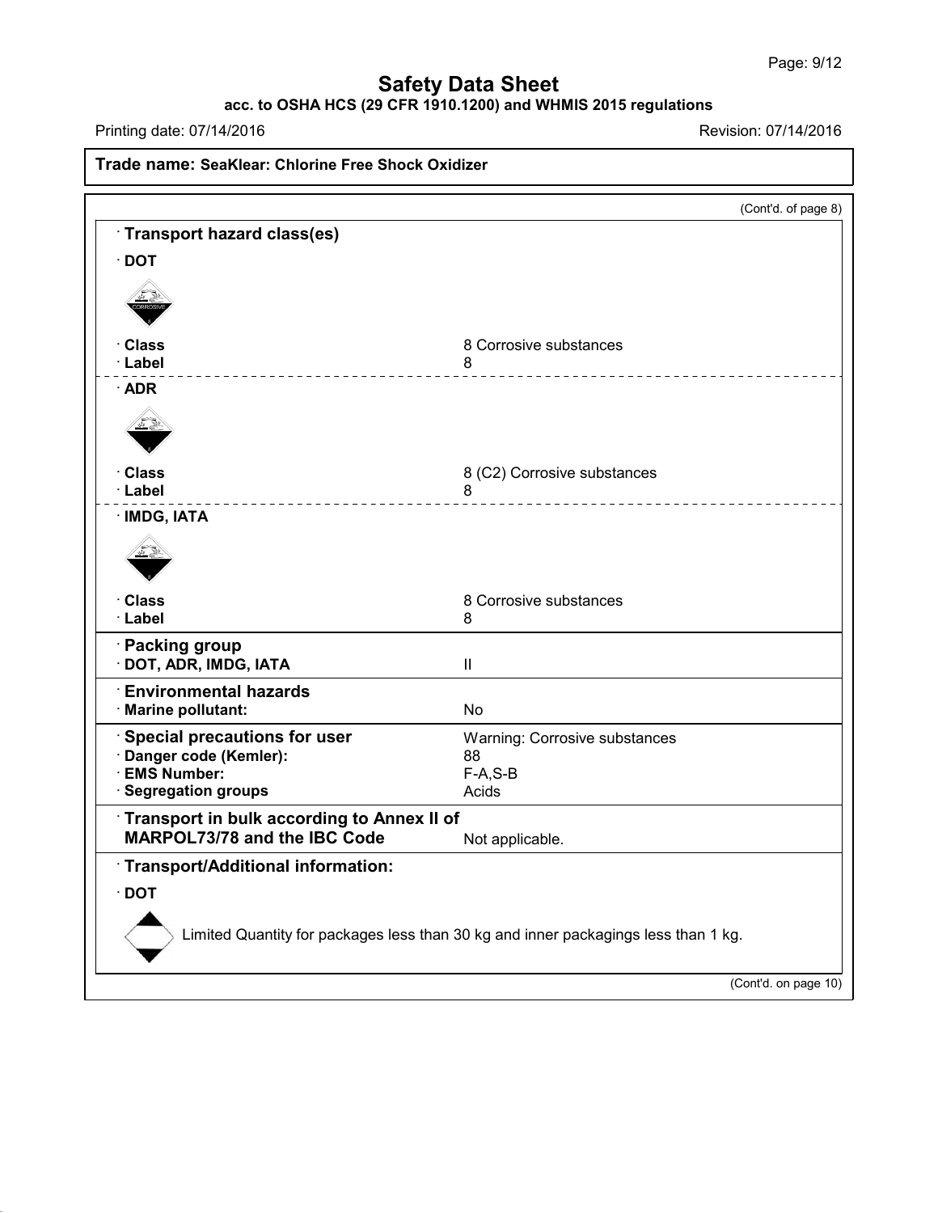**Trade name: SeaKlear: Chlorine Free Shock Oxidizer**

(Cont'd. of page 8)

## · Transport hazard class(es)

### · DOT

· **Class** 8 Corrosive substances
· **Label** 8

### · ADR

· **Class** 8 (C2) Corrosive substances
· **Label** 8

### · IMDG, IATA

· **Class** 8 Corrosive substances
· **Label** 8

## · Packing group

· **DOT, ADR, IMDG, IATA** II

## · Environmental hazards

· **Marine pollutant:** No

## · Special precautions for user

Warning: Corrosive substances

· **Danger code (Kemler):** 88
· **EMS Number:** F-A,S-B
· **Segregation groups** Acids

## · Transport in bulk according to Annex II of MARPOL73/78 and the IBC Code

Not applicable.

## · Transport/Additional information:

### · DOT

Limited Quantity for packages less than 30 kg and inner packagings less than 1 kg.

(Cont'd. on page 10)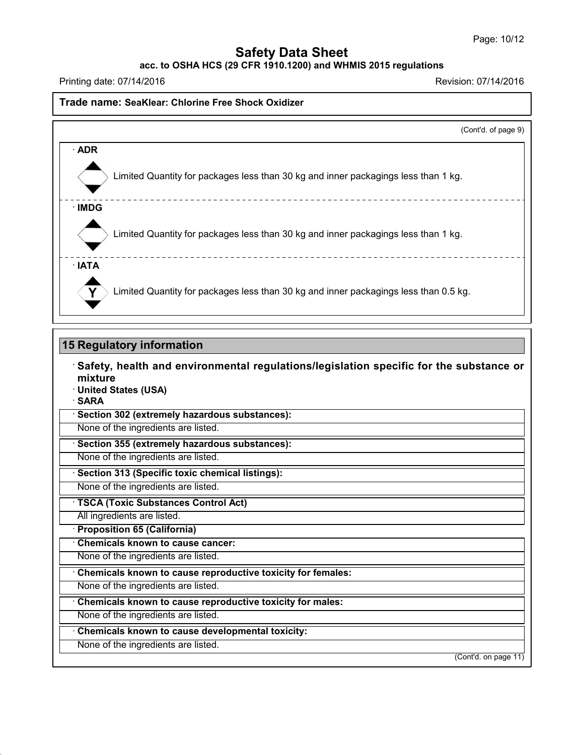(Cont'd. of page 9)

· **ADR**

Limited Quantity for packages less than 30 kg and inner packagings less than 1 kg.

· **IMDG**

Limited Quantity for packages less than 30 kg and inner packagings less than 1 kg.

· **IATA**

Y Limited Quantity for packages less than 30 kg and inner packagings less than 0.5 kg.

## 15 Regulatory information

· **Safety, health and environmental regulations/legislation specific for the substance or mixture**

· **United States (USA)**

· **SARA**

· **Section 302 (extremely hazardous substances):**

None of the ingredients are listed.

· **Section 355 (extremely hazardous substances):**

None of the ingredients are listed.

· **Section 313 (Specific toxic chemical listings):**

None of the ingredients are listed.

· **TSCA (Toxic Substances Control Act)**

All ingredients are listed.

· **Proposition 65 (California)**

· **Chemicals known to cause cancer:**

None of the ingredients are listed.

· **Chemicals known to cause reproductive toxicity for females:**

None of the ingredients are listed.

· **Chemicals known to cause reproductive toxicity for males:**

None of the ingredients are listed.

· **Chemicals known to cause developmental toxicity:**

None of the ingredients are listed.

(Cont'd. on page 11)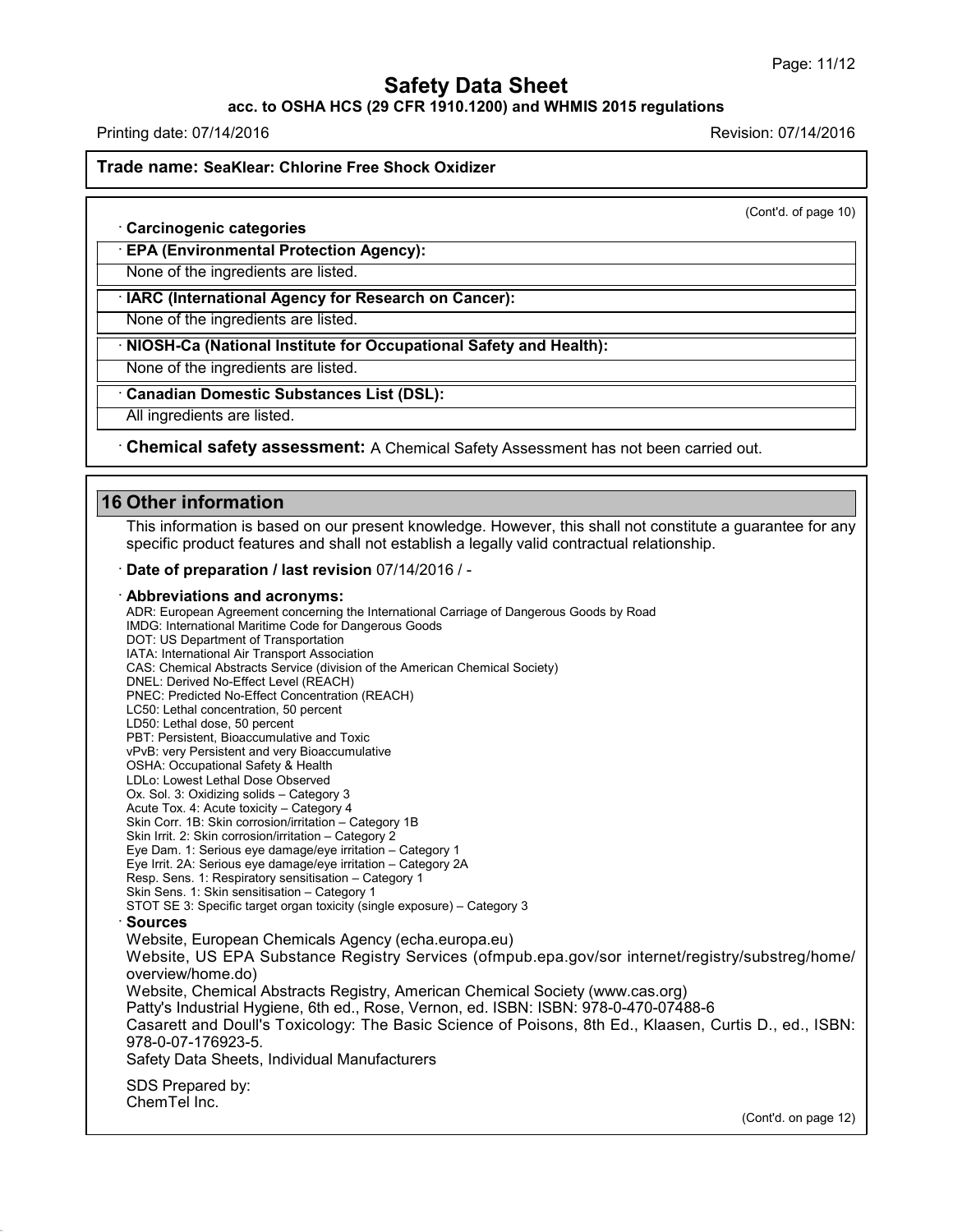(Cont'd. of page 10)

· **Carcinogenic categories**

· **EPA (Environmental Protection Agency):**

None of the ingredients are listed.

· **IARC (International Agency for Research on Cancer):**

None of the ingredients are listed.

· **NIOSH-Ca (National Institute for Occupational Safety and Health):**

None of the ingredients are listed.

· **Canadian Domestic Substances List (DSL):**

All ingredients are listed.

· **Chemical safety assessment:** A Chemical Safety Assessment has not been carried out.

## 16 Other information

This information is based on our present knowledge. However, this shall not constitute a guarantee for any specific product features and shall not establish a legally valid contractual relationship.

· **Date of preparation / last revision** 07/14/2016 / -

· **Abbreviations and acronyms:**

ADR: European Agreement concerning the International Carriage of Dangerous Goods by Road
IMDG: International Maritime Code for Dangerous Goods
DOT: US Department of Transportation
IATA: International Air Transport Association
CAS: Chemical Abstracts Service (division of the American Chemical Society)
DNEL: Derived No-Effect Level (REACH)
PNEC: Predicted No-Effect Concentration (REACH)
LC50: Lethal concentration, 50 percent
LD50: Lethal dose, 50 percent
PBT: Persistent, Bioaccumulative and Toxic
vPvB: very Persistent and very Bioaccumulative
OSHA: Occupational Safety & Health
LDLo: Lowest Lethal Dose Observed
Ox. Sol. 3: Oxidizing solids – Category 3
Acute Tox. 4: Acute toxicity – Category 4
Skin Corr. 1B: Skin corrosion/irritation – Category 1B
Skin Irrit. 2: Skin corrosion/irritation – Category 2
Eye Dam. 1: Serious eye damage/eye irritation – Category 1
Eye Irrit. 2A: Serious eye damage/eye irritation – Category 2A
Resp. Sens. 1: Respiratory sensitisation – Category 1
Skin Sens. 1: Skin sensitisation – Category 1
STOT SE 3: Specific target organ toxicity (single exposure) – Category 3

· **Sources**

Website, European Chemicals Agency (echa.europa.eu)
Website, US EPA Substance Registry Services (ofmpub.epa.gov/sor internet/registry/substreg/home/overview/home.do)
Website, Chemical Abstracts Registry, American Chemical Society (www.cas.org)
Patty's Industrial Hygiene, 6th ed., Rose, Vernon, ed. ISBN: ISBN: 978-0-470-07488-6
Casarett and Doull's Toxicology: The Basic Science of Poisons, 8th Ed., Klaasen, Curtis D., ed., ISBN: 978-0-07-176923-5.
Safety Data Sheets, Individual Manufacturers

SDS Prepared by:
ChemTel Inc.

(Cont'd. on page 12)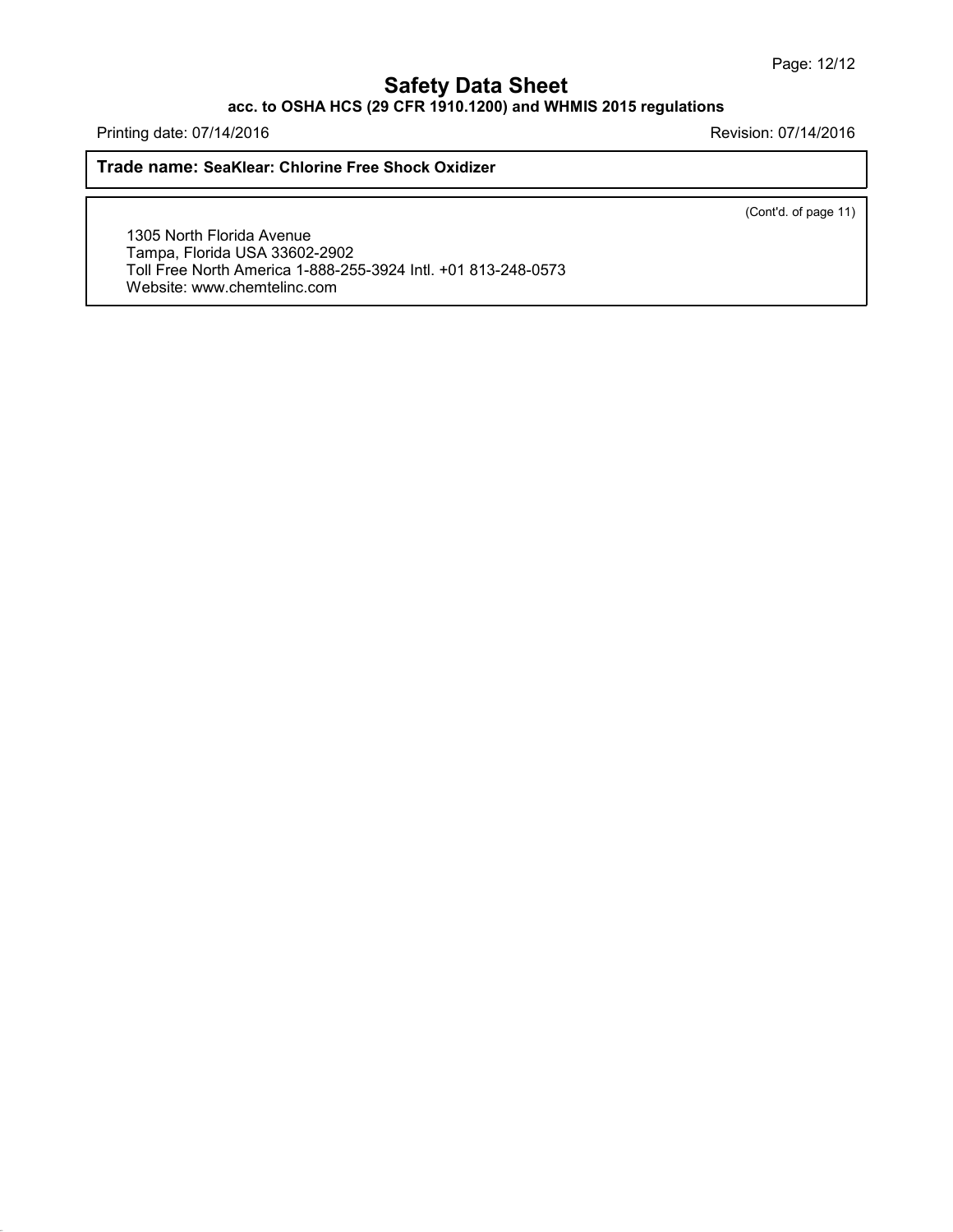(Cont'd. of page 11)

1305 North Florida Avenue
Tampa, Florida USA 33602-2902
Toll Free North America 1-888-255-3924 Intl. +01 813-248-0573
Website: www.chemtelinc.com